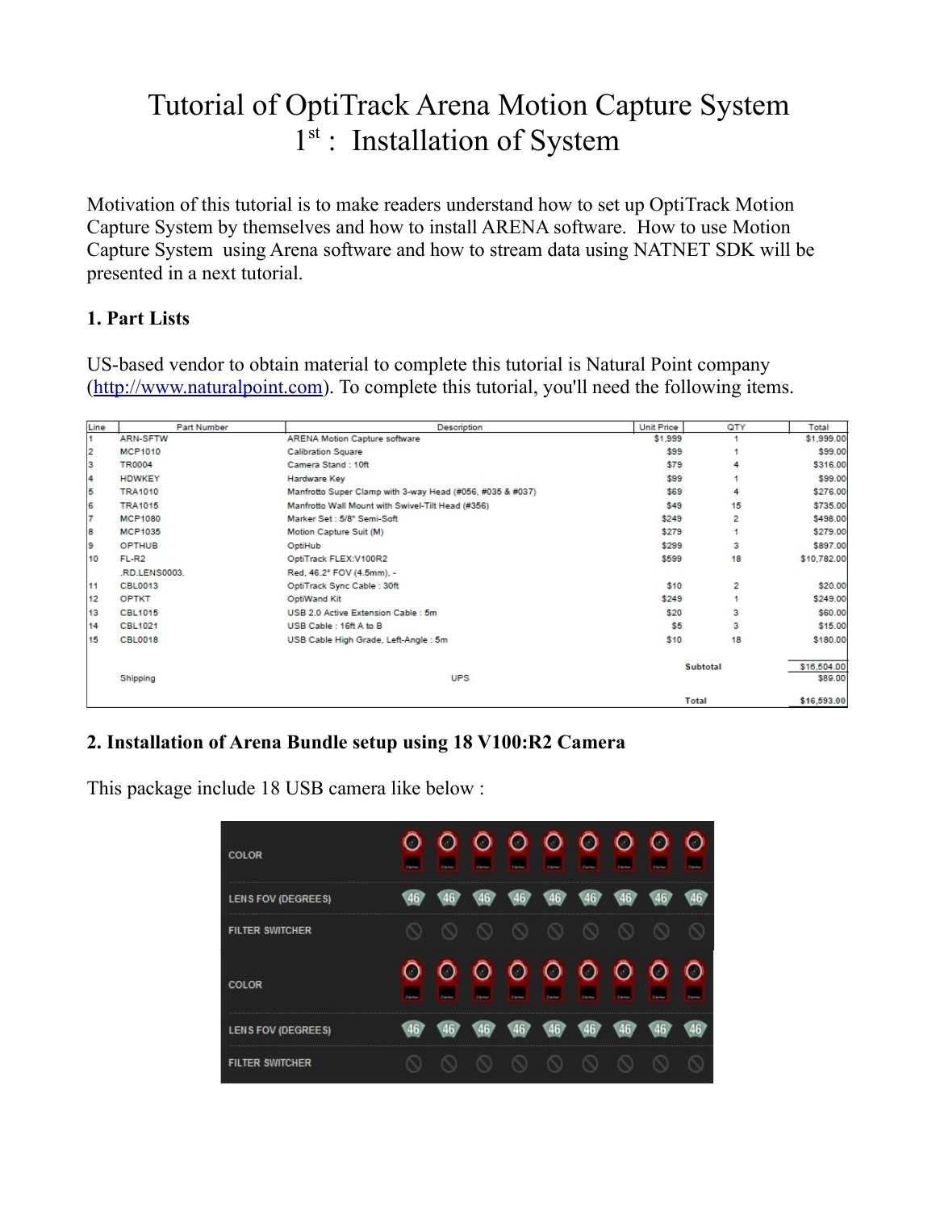# Tutorial of OptiTrack Arena Motion Capture System
## 1st : Installation of System

Motivation of this tutorial is to make readers understand how to set up OptiTrack Motion Capture System by themselves and how to install ARENA software. How to use Motion Capture System using Arena software and how to stream data using NATNET SDK will be presented in a next tutorial.

### 1. Part Lists

US-based vendor to obtain material to complete this tutorial is Natural Point company (http://www.naturalpoint.com). To complete this tutorial, you'll need the following items.

| Line | Part Number | Description | Unit Price | QTY | Total |
|---|---|---|---|---|---|
| 1 | ARN-SFTW | ARENA Motion Capture software | $1,999 | 1 | $1,999.00 |
| 2 | MCP1010 | Calibration Square | $99 | 1 | $99.00 |
| 3 | TR0004 | Camera Stand : 10ft | $79 | 4 | $316.00 |
| 4 | HDWKEY | Hardware Key | $99 | 1 | $99.00 |
| 5 | TRA1010 | Manfrotto Super Clamp with 3-way Head (#056, #035 & #037) | $69 | 4 | $276.00 |
| 6 | TRA1015 | Manfrotto Wall Mount with Swivel-Tilt Head (#356) | $49 | 15 | $735.00 |
| 7 | MCP1080 | Marker Set : 5/8" Semi-Soft | $249 | 2 | $498.00 |
| 8 | MCP1035 | Motion Capture Suit (M) | $279 | 1 | $279.00 |
| 9 | OPTHUB | OptiHub | $299 | 3 | $897.00 |
| 10 | FL-R2 | OptiTrack FLEX:V100R2 | $599 | 18 | $10,782.00 |
| | .RD.LENS0003. | Red, 46.2° FOV (4.5mm), - | | | |
| 11 | CBL0013 | OptiTrack Sync Cable : 30ft | $10 | 2 | $20.00 |
| 12 | OPTKT | OptiWand Kit | $249 | 1 | $249.00 |
| 13 | CBL1015 | USB 2.0 Active Extension Cable : 5m | $20 | 3 | $60.00 |
| 14 | CBL1021 | USB Cable : 16ft A to B | $5 | 3 | $15.00 |
| 15 | CBL0018 | USB Cable High Grade, Left-Angle : 5m | $10 | 18 | $180.00 |
| | | | | Subtotal | $16,504.00 |
| | Shipping | UPS | | | $89.00 |
| | | | | Total | $16,593.00 |

### 2. Installation of Arena Bundle setup using 18 V100:R2 Camera

This package include 18 USB camera like below :

| COLOR | Red ×9 |
|---|---|
| LENS FOV (DEGREES) | 46 46 46 46 46 46 46 46 46 |
| FILTER SWITCHER | — |
| COLOR | Red ×9 |
| LENS FOV (DEGREES) | 46 46 46 46 46 46 46 46 46 |
| FILTER SWITCHER | — |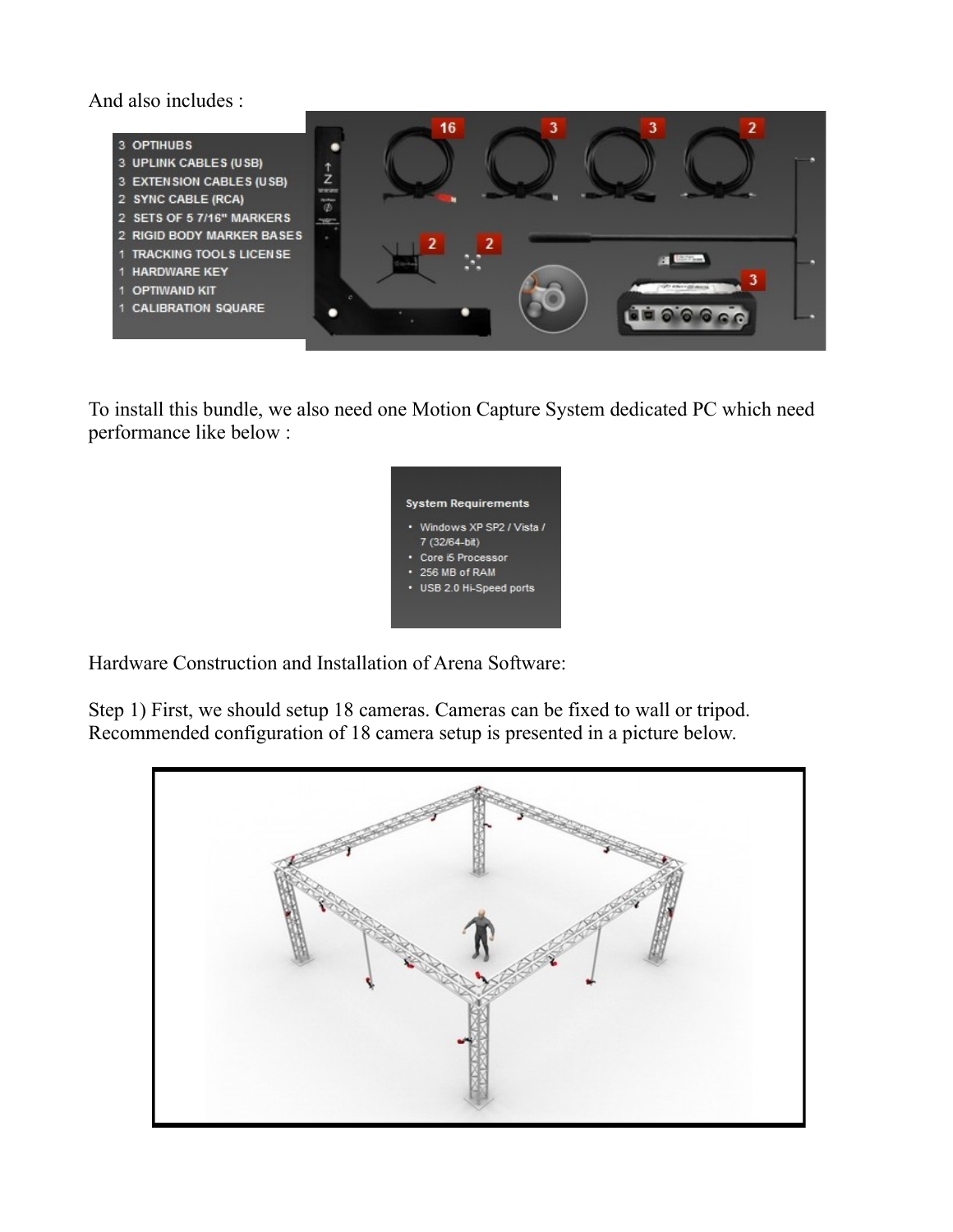And also includes :

- 3 OPTIHUBS
- 3 UPLINK CABLES (USB)
- 3 EXTENSION CABLES (USB)
- 2 SYNC CABLE (RCA)
- 2 SETS OF 5 7/16" MARKERS
- 2 RIGID BODY MARKER BASES
- 1 TRACKING TOOLS LICENSE
- 1 HARDWARE KEY
- 1 OPTIWAND KIT
- 1 CALIBRATION SQUARE

To install this bundle, we also need one Motion Capture System dedicated PC which need performance like below :

**System Requirements**

- Windows XP SP2 / Vista / 7 (32/64-bit)
- Core i5 Processor
- 256 MB of RAM
- USB 2.0 Hi-Speed ports

Hardware Construction and Installation of Arena Software:

Step 1) First, we should setup 18 cameras. Cameras can be fixed to wall or tripod. Recommended configuration of 18 camera setup is presented in a picture below.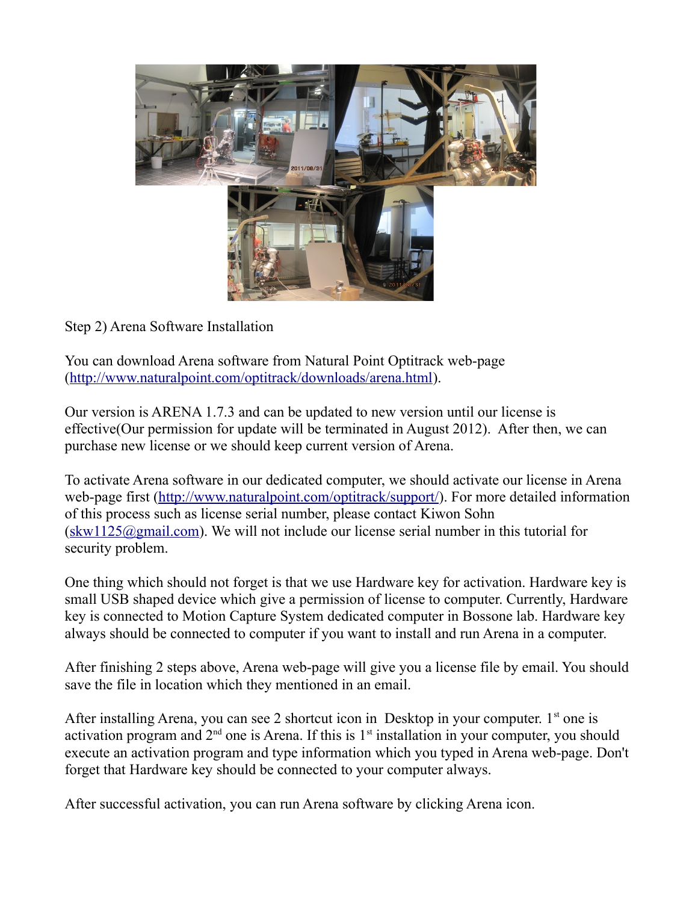Step 2) Arena Software Installation

You can download Arena software from Natural Point Optitrack web-page (http://www.naturalpoint.com/optitrack/downloads/arena.html).

Our version is ARENA 1.7.3 and can be updated to new version until our license is effective(Our permission for update will be terminated in August 2012). After then, we can purchase new license or we should keep current version of Arena.

To activate Arena software in our dedicated computer, we should activate our license in Arena web-page first (http://www.naturalpoint.com/optitrack/support/). For more detailed information of this process such as license serial number, please contact Kiwon Sohn (skw1125@gmail.com). We will not include our license serial number in this tutorial for security problem.

One thing which should not forget is that we use Hardware key for activation. Hardware key is small USB shaped device which give a permission of license to computer. Currently, Hardware key is connected to Motion Capture System dedicated computer in Bossone lab. Hardware key always should be connected to computer if you want to install and run Arena in a computer.

After finishing 2 steps above, Arena web-page will give you a license file by email. You should save the file in location which they mentioned in an email.

After installing Arena, you can see 2 shortcut icon in Desktop in your computer. 1st one is activation program and 2nd one is Arena. If this is 1st installation in your computer, you should execute an activation program and type information which you typed in Arena web-page. Don't forget that Hardware key should be connected to your computer always.

After successful activation, you can run Arena software by clicking Arena icon.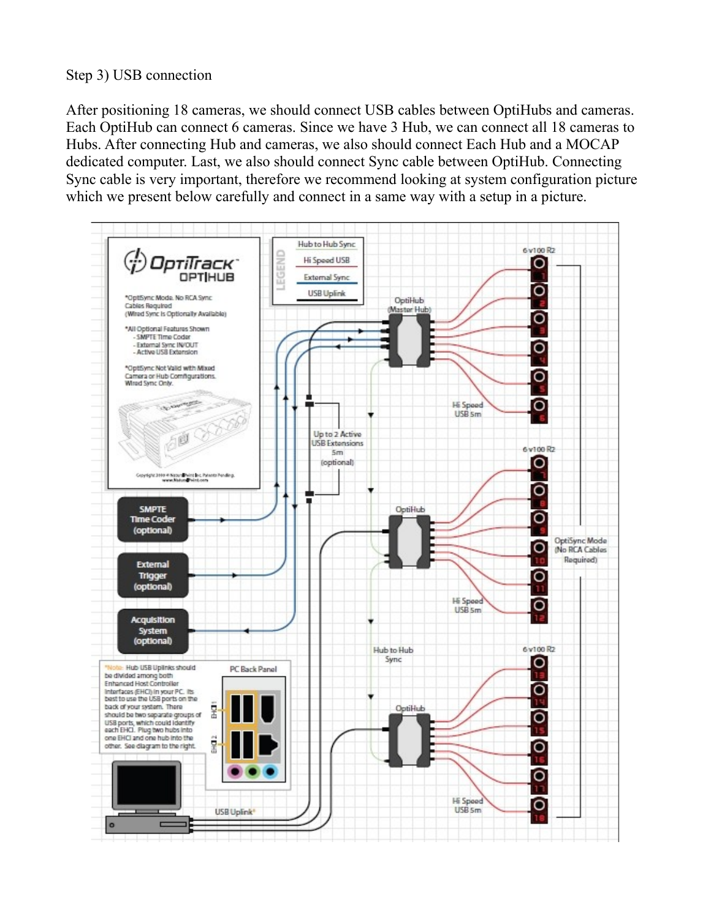Step 3) USB connection

After positioning 18 cameras, we should connect USB cables between OptiHubs and cameras. Each OptiHub can connect 6 cameras. Since we have 3 Hub, we can connect all 18 cameras to Hubs. After connecting Hub and cameras, we also should connect Each Hub and a MOCAP dedicated computer. Last, we also should connect Sync cable between OptiHub. Connecting Sync cable is very important, therefore we recommend looking at system configuration picture which we present below carefully and connect in a same way with a setup in a picture.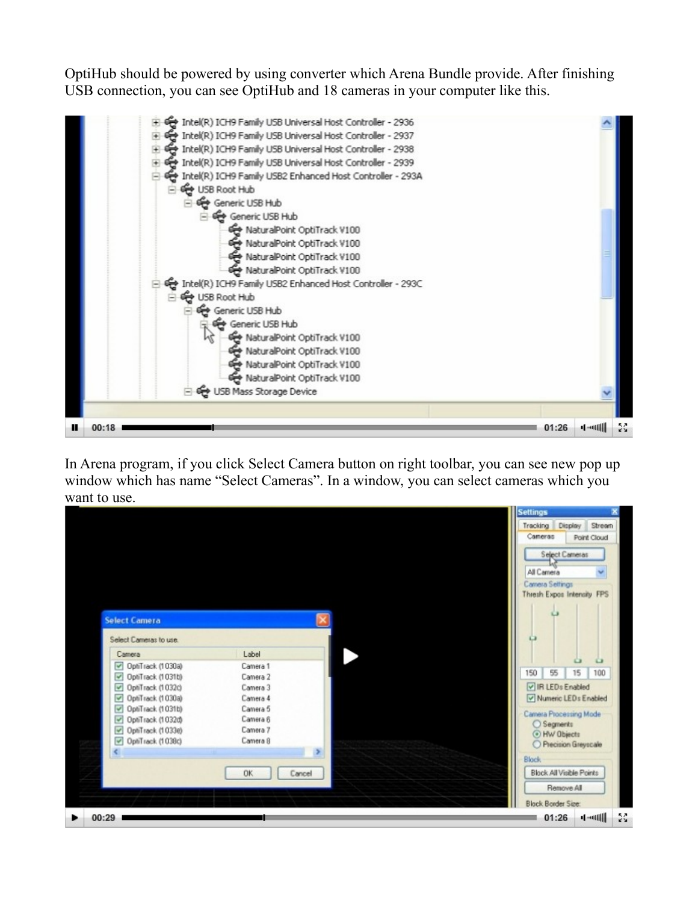OptiHub should be powered by using converter which Arena Bundle provide. After finishing USB connection, you can see OptiHub and 18 cameras in your computer like this.

In Arena program, if you click Select Camera button on right toolbar, you can see new pop up window which has name "Select Cameras". In a window, you can select cameras which you want to use.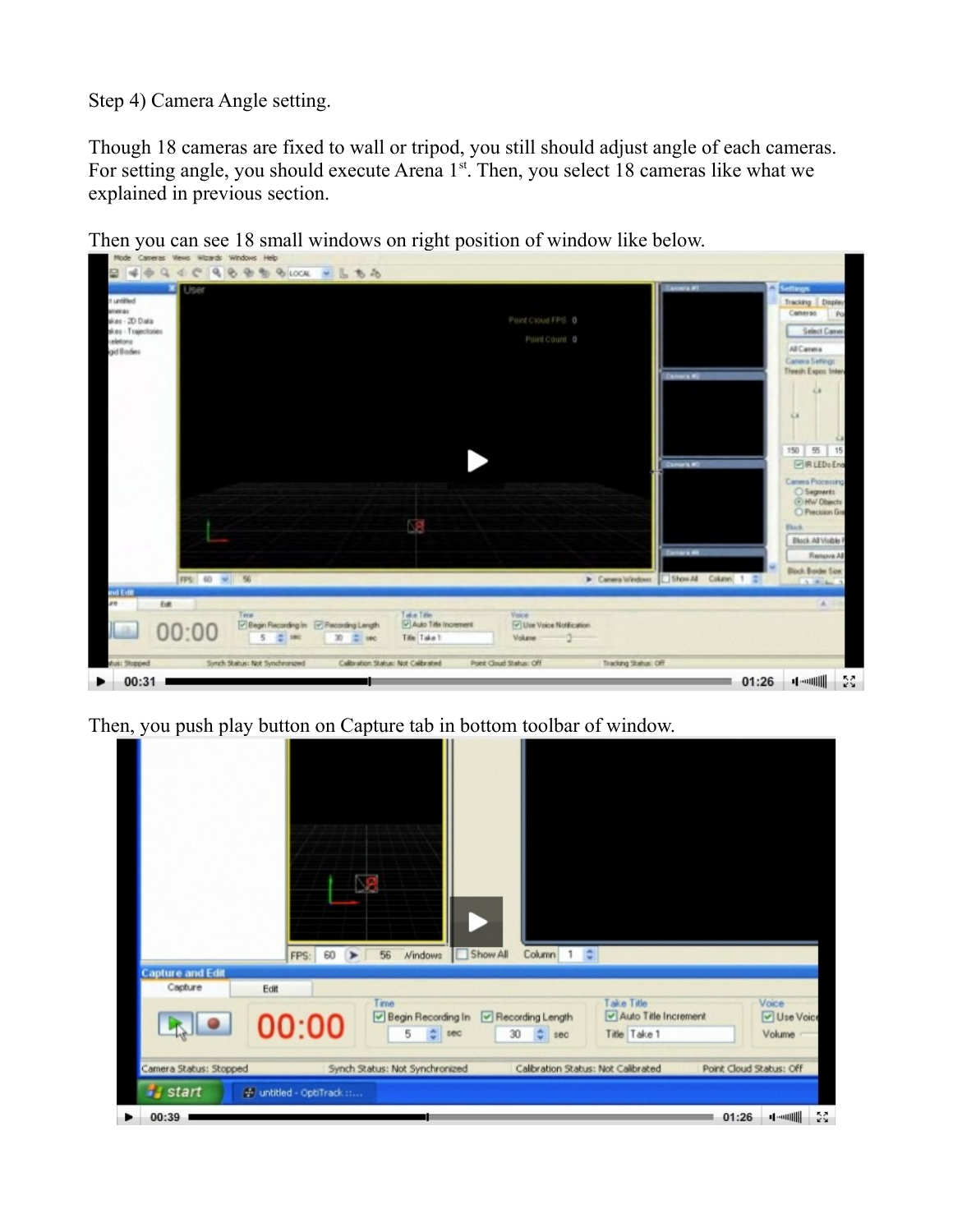Step 4) Camera Angle setting.

Though 18 cameras are fixed to wall or tripod, you still should adjust angle of each cameras. For setting angle, you should execute Arena 1st. Then, you select 18 cameras like what we explained in previous section.

Then you can see 18 small windows on right position of window like below.

Then, you push play button on Capture tab in bottom toolbar of window.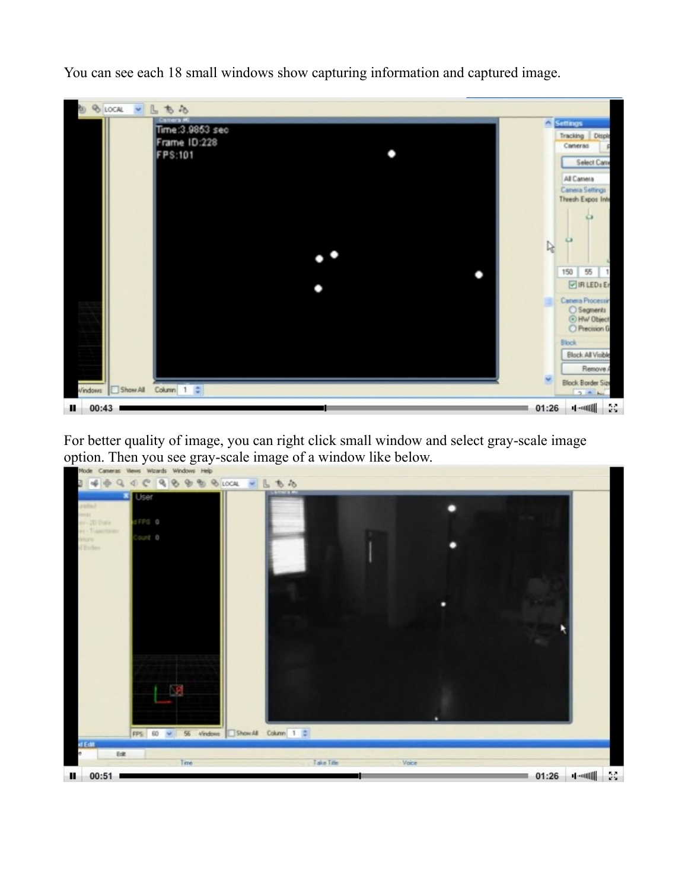You can see each 18 small windows show capturing information and captured image.

For better quality of image, you can right click small window and select gray-scale image option. Then you see gray-scale image of a window like below.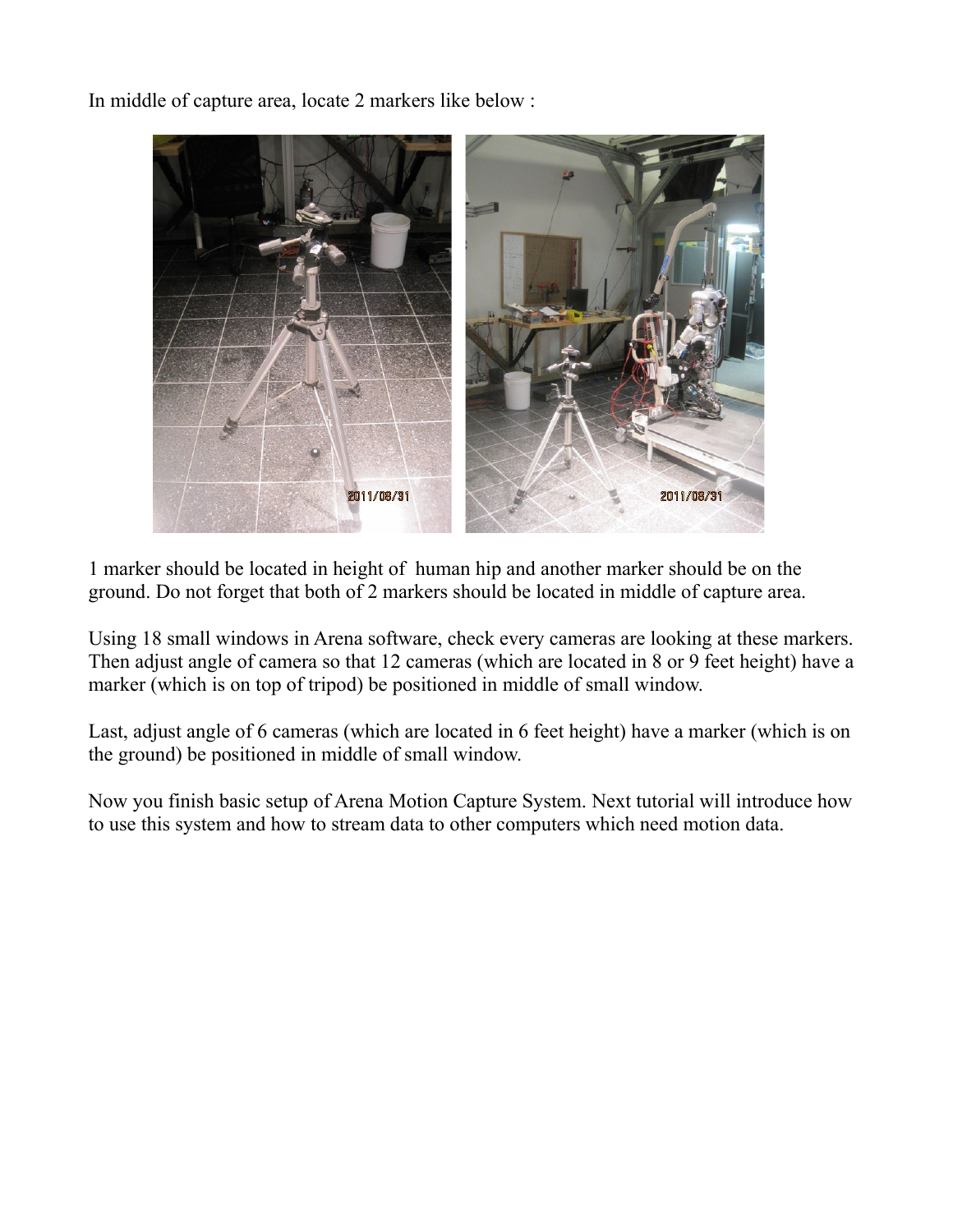In middle of capture area, locate 2 markers like below :

1 marker should be located in height of  human hip and another marker should be on the ground. Do not forget that both of 2 markers should be located in middle of capture area.

Using 18 small windows in Arena software, check every cameras are looking at these markers. Then adjust angle of camera so that 12 cameras (which are located in 8 or 9 feet height) have a marker (which is on top of tripod) be positioned in middle of small window.

Last, adjust angle of 6 cameras (which are located in 6 feet height) have a marker (which is on the ground) be positioned in middle of small window.

Now you finish basic setup of Arena Motion Capture System. Next tutorial will introduce how to use this system and how to stream data to other computers which need motion data.